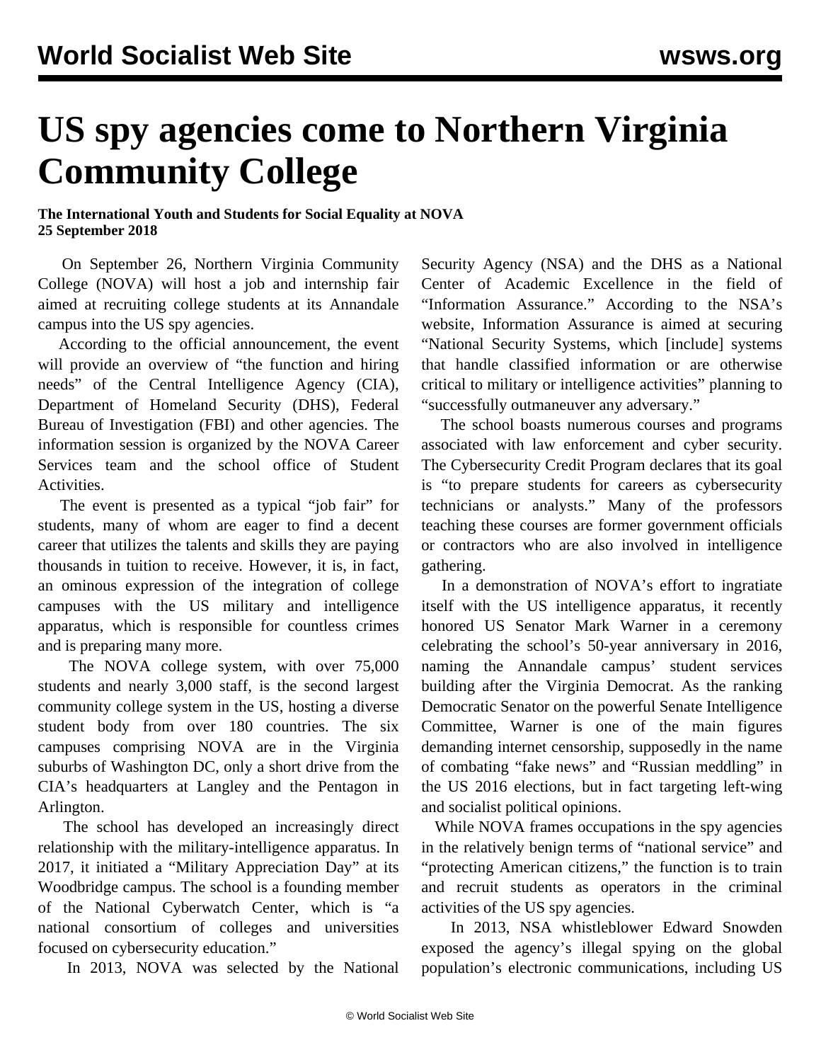# US spy agencies come to Northern Virginia Community College

**The International Youth and Students for Social Equality at NOVA**
**25 September 2018**

On September 26, Northern Virginia Community College (NOVA) will host a job and internship fair aimed at recruiting college students at its Annandale campus into the US spy agencies.

According to the official announcement, the event will provide an overview of "the function and hiring needs" of the Central Intelligence Agency (CIA), Department of Homeland Security (DHS), Federal Bureau of Investigation (FBI) and other agencies. The information session is organized by the NOVA Career Services team and the school office of Student Activities.

The event is presented as a typical "job fair" for students, many of whom are eager to find a decent career that utilizes the talents and skills they are paying thousands in tuition to receive. However, it is, in fact, an ominous expression of the integration of college campuses with the US military and intelligence apparatus, which is responsible for countless crimes and is preparing many more.

The NOVA college system, with over 75,000 students and nearly 3,000 staff, is the second largest community college system in the US, hosting a diverse student body from over 180 countries. The six campuses comprising NOVA are in the Virginia suburbs of Washington DC, only a short drive from the CIA's headquarters at Langley and the Pentagon in Arlington.

The school has developed an increasingly direct relationship with the military-intelligence apparatus. In 2017, it initiated a "Military Appreciation Day" at its Woodbridge campus. The school is a founding member of the National Cyberwatch Center, which is "a national consortium of colleges and universities focused on cybersecurity education."

In 2013, NOVA was selected by the National Security Agency (NSA) and the DHS as a National Center of Academic Excellence in the field of "Information Assurance." According to the NSA's website, Information Assurance is aimed at securing "National Security Systems, which [include] systems that handle classified information or are otherwise critical to military or intelligence activities" planning to "successfully outmaneuver any adversary."

The school boasts numerous courses and programs associated with law enforcement and cyber security. The Cybersecurity Credit Program declares that its goal is "to prepare students for careers as cybersecurity technicians or analysts." Many of the professors teaching these courses are former government officials or contractors who are also involved in intelligence gathering.

In a demonstration of NOVA's effort to ingratiate itself with the US intelligence apparatus, it recently honored US Senator Mark Warner in a ceremony celebrating the school's 50-year anniversary in 2016, naming the Annandale campus' student services building after the Virginia Democrat. As the ranking Democratic Senator on the powerful Senate Intelligence Committee, Warner is one of the main figures demanding internet censorship, supposedly in the name of combating "fake news" and "Russian meddling" in the US 2016 elections, but in fact targeting left-wing and socialist political opinions.

While NOVA frames occupations in the spy agencies in the relatively benign terms of "national service" and "protecting American citizens," the function is to train and recruit students as operators in the criminal activities of the US spy agencies.

In 2013, NSA whistleblower Edward Snowden exposed the agency's illegal spying on the global population's electronic communications, including US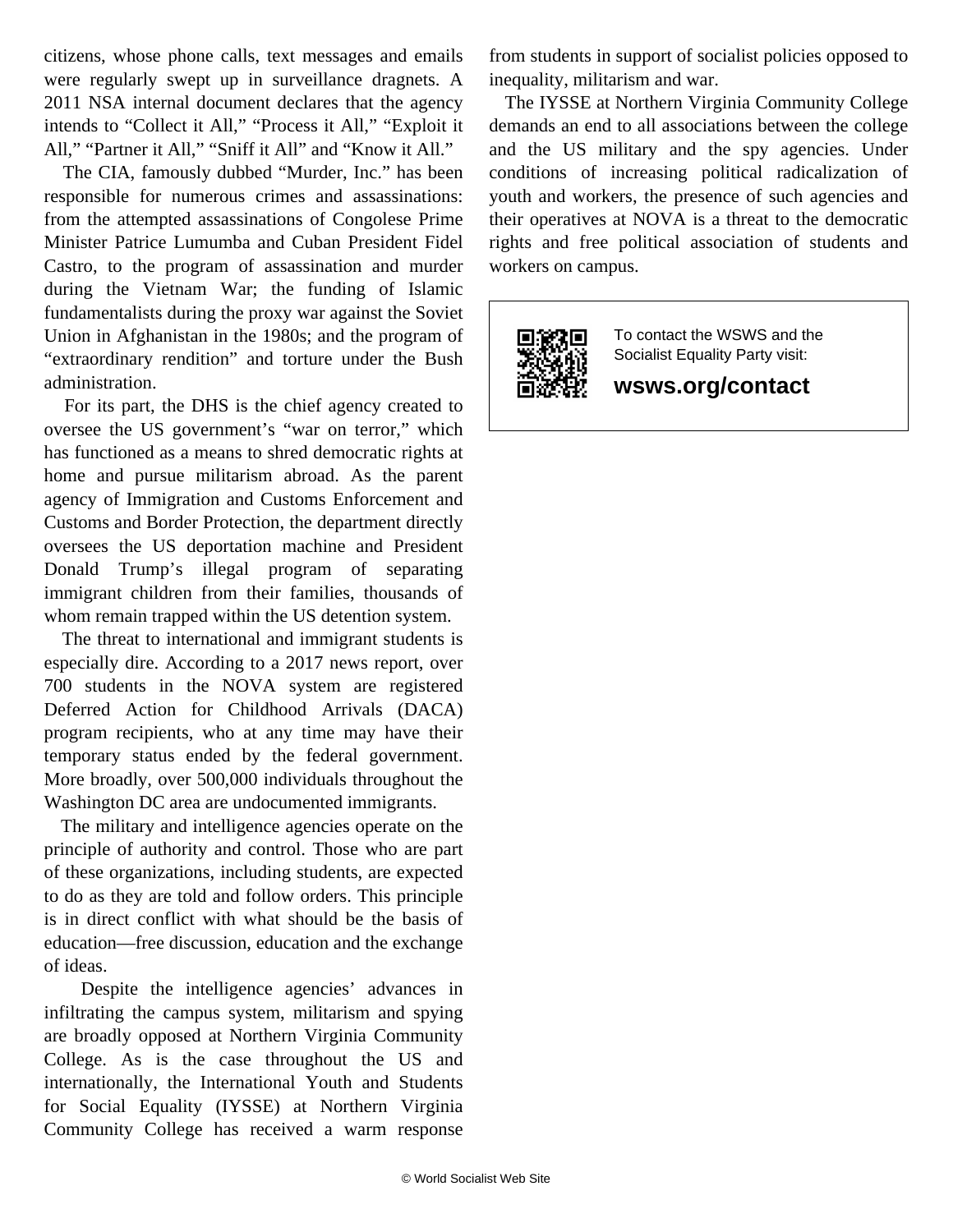citizens, whose phone calls, text messages and emails were regularly swept up in surveillance dragnets. A 2011 NSA internal document declares that the agency intends to “Collect it All,” “Process it All,” “Exploit it All,” “Partner it All,” “Sniff it All” and “Know it All.”

The CIA, famously dubbed “Murder, Inc.” has been responsible for numerous crimes and assassinations: from the attempted assassinations of Congolese Prime Minister Patrice Lumumba and Cuban President Fidel Castro, to the program of assassination and murder during the Vietnam War; the funding of Islamic fundamentalists during the proxy war against the Soviet Union in Afghanistan in the 1980s; and the program of “extraordinary rendition” and torture under the Bush administration.

For its part, the DHS is the chief agency created to oversee the US government’s “war on terror,” which has functioned as a means to shred democratic rights at home and pursue militarism abroad. As the parent agency of Immigration and Customs Enforcement and Customs and Border Protection, the department directly oversees the US deportation machine and President Donald Trump’s illegal program of separating immigrant children from their families, thousands of whom remain trapped within the US detention system.

The threat to international and immigrant students is especially dire. According to a 2017 news report, over 700 students in the NOVA system are registered Deferred Action for Childhood Arrivals (DACA) program recipients, who at any time may have their temporary status ended by the federal government. More broadly, over 500,000 individuals throughout the Washington DC area are undocumented immigrants.

The military and intelligence agencies operate on the principle of authority and control. Those who are part of these organizations, including students, are expected to do as they are told and follow orders. This principle is in direct conflict with what should be the basis of education—free discussion, education and the exchange of ideas.

Despite the intelligence agencies’ advances in infiltrating the campus system, militarism and spying are broadly opposed at Northern Virginia Community College. As is the case throughout the US and internationally, the International Youth and Students for Social Equality (IYSSE) at Northern Virginia Community College has received a warm response from students in support of socialist policies opposed to inequality, militarism and war.

The IYSSE at Northern Virginia Community College demands an end to all associations between the college and the US military and the spy agencies. Under conditions of increasing political radicalization of youth and workers, the presence of such agencies and their operatives at NOVA is a threat to the democratic rights and free political association of students and workers on campus.

To contact the WSWS and the Socialist Equality Party visit:

**wsws.org/contact**